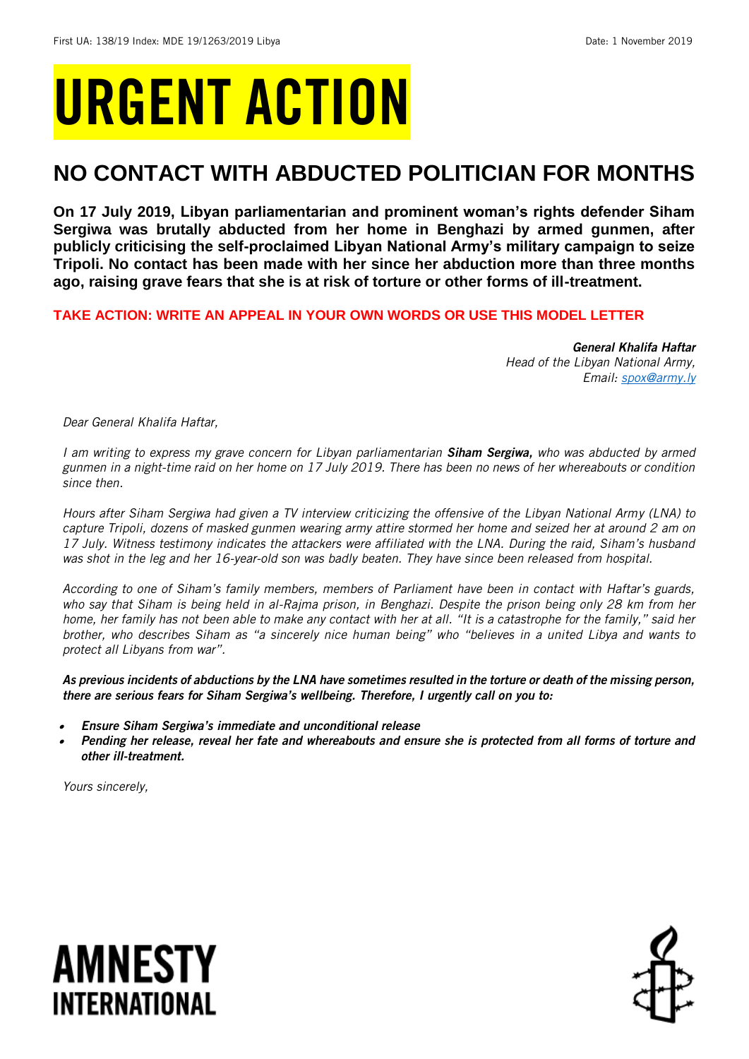First UA: 138/19 Index: MDE 19/1263/2019 Libya Date: 1 November 2019

# URGENT ACTION

## NO CONTACT WITH ABDUCTED POLITICIAN FOR MONTHS

**On 17 July 2019, Libyan parliamentarian and prominent woman's rights defender Siham Sergiwa was brutally abducted from her home in Benghazi by armed gunmen, after publicly criticising the self-proclaimed Libyan National Army's military campaign to seize Tripoli. No contact has been made with her since her abduction more than three months ago, raising grave fears that she is at risk of torture or other forms of ill-treatment.**

**TAKE ACTION: WRITE AN APPEAL IN YOUR OWN WORDS OR USE THIS MODEL LETTER**

***General Khalifa Haftar***
*Head of the Libyan National Army,*
*Email: spox@army.ly*

*Dear General Khalifa Haftar,*

*I am writing to express my grave concern for Libyan parliamentarian **Siham Sergiwa,** who was abducted by armed gunmen in a night-time raid on her home on 17 July 2019. There has been no news of her whereabouts or condition since then.*

*Hours after Siham Sergiwa had given a TV interview criticizing the offensive of the Libyan National Army (LNA) to capture Tripoli, dozens of masked gunmen wearing army attire stormed her home and seized her at around 2 am on 17 July. Witness testimony indicates the attackers were affiliated with the LNA. During the raid, Siham's husband was shot in the leg and her 16-year-old son was badly beaten. They have since been released from hospital.*

*According to one of Siham's family members, members of Parliament have been in contact with Haftar's guards, who say that Siham is being held in al-Rajma prison, in Benghazi. Despite the prison being only 28 km from her home, her family has not been able to make any contact with her at all. "It is a catastrophe for the family," said her brother, who describes Siham as "a sincerely nice human being" who "believes in a united Libya and wants to protect all Libyans from war".*

***As previous incidents of abductions by the LNA have sometimes resulted in the torture or death of the missing person, there are serious fears for Siham Sergiwa's wellbeing. Therefore, I urgently call on you to:***

- ***Ensure Siham Sergiwa's immediate and unconditional release***
- ***Pending her release, reveal her fate and whereabouts and ensure she is protected from all forms of torture and other ill-treatment.***

*Yours sincerely,*

AMNESTY INTERNATIONAL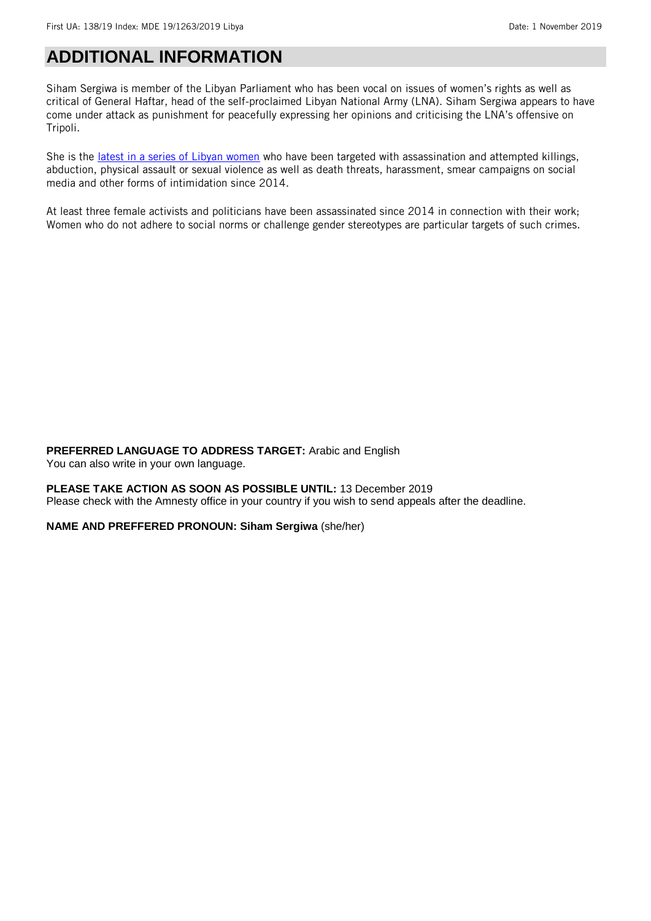## ADDITIONAL INFORMATION

Siham Sergiwa is member of the Libyan Parliament who has been vocal on issues of women's rights as well as critical of General Haftar, head of the self-proclaimed Libyan National Army (LNA). Siham Sergiwa appears to have come under attack as punishment for peacefully expressing her opinions and criticising the LNA's offensive on Tripoli.

She is the latest in a series of Libyan women who have been targeted with assassination and attempted killings, abduction, physical assault or sexual violence as well as death threats, harassment, smear campaigns on social media and other forms of intimidation since 2014.

At least three female activists and politicians have been assassinated since 2014 in connection with their work; Women who do not adhere to social norms or challenge gender stereotypes are particular targets of such crimes.

**PREFERRED LANGUAGE TO ADDRESS TARGET:** Arabic and English
You can also write in your own language.

**PLEASE TAKE ACTION AS SOON AS POSSIBLE UNTIL:** 13 December 2019
Please check with the Amnesty office in your country if you wish to send appeals after the deadline.

**NAME AND PREFFERED PRONOUN: Siham Sergiwa** (she/her)